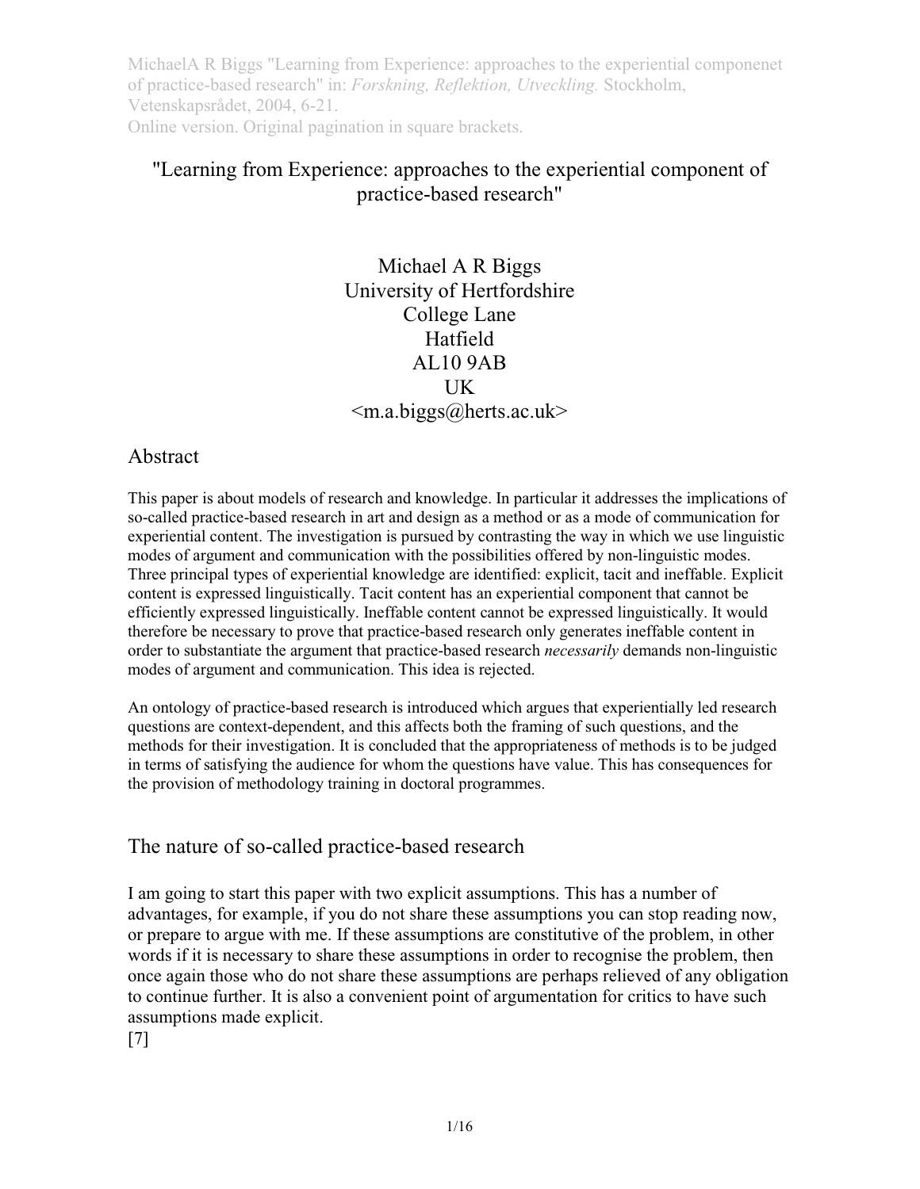MichaelA R Biggs "Learning from Experience: approaches to the experiential componenet of practice-based research" in: *Forskning, Reflektion, Utveckling.* Stockholm, Vetenskapsrådet, 2004, 6-21.
Online version. Original pagination in square brackets.

# "Learning from Experience: approaches to the experiential component of practice-based research"

Michael A R Biggs
University of Hertfordshire
College Lane
Hatfield
AL10 9AB
UK
<m.a.biggs@herts.ac.uk>

## Abstract

This paper is about models of research and knowledge. In particular it addresses the implications of so-called practice-based research in art and design as a method or as a mode of communication for experiential content. The investigation is pursued by contrasting the way in which we use linguistic modes of argument and communication with the possibilities offered by non-linguistic modes. Three principal types of experiential knowledge are identified: explicit, tacit and ineffable. Explicit content is expressed linguistically. Tacit content has an experiential component that cannot be efficiently expressed linguistically. Ineffable content cannot be expressed linguistically. It would therefore be necessary to prove that practice-based research only generates ineffable content in order to substantiate the argument that practice-based research *necessarily* demands non-linguistic modes of argument and communication. This idea is rejected.

An ontology of practice-based research is introduced which argues that experientially led research questions are context-dependent, and this affects both the framing of such questions, and the methods for their investigation. It is concluded that the appropriateness of methods is to be judged in terms of satisfying the audience for whom the questions have value. This has consequences for the provision of methodology training in doctoral programmes.

## The nature of so-called practice-based research

I am going to start this paper with two explicit assumptions. This has a number of advantages, for example, if you do not share these assumptions you can stop reading now, or prepare to argue with me. If these assumptions are constitutive of the problem, in other words if it is necessary to share these assumptions in order to recognise the problem, then once again those who do not share these assumptions are perhaps relieved of any obligation to continue further. It is also a convenient point of argumentation for critics to have such assumptions made explicit.
[7]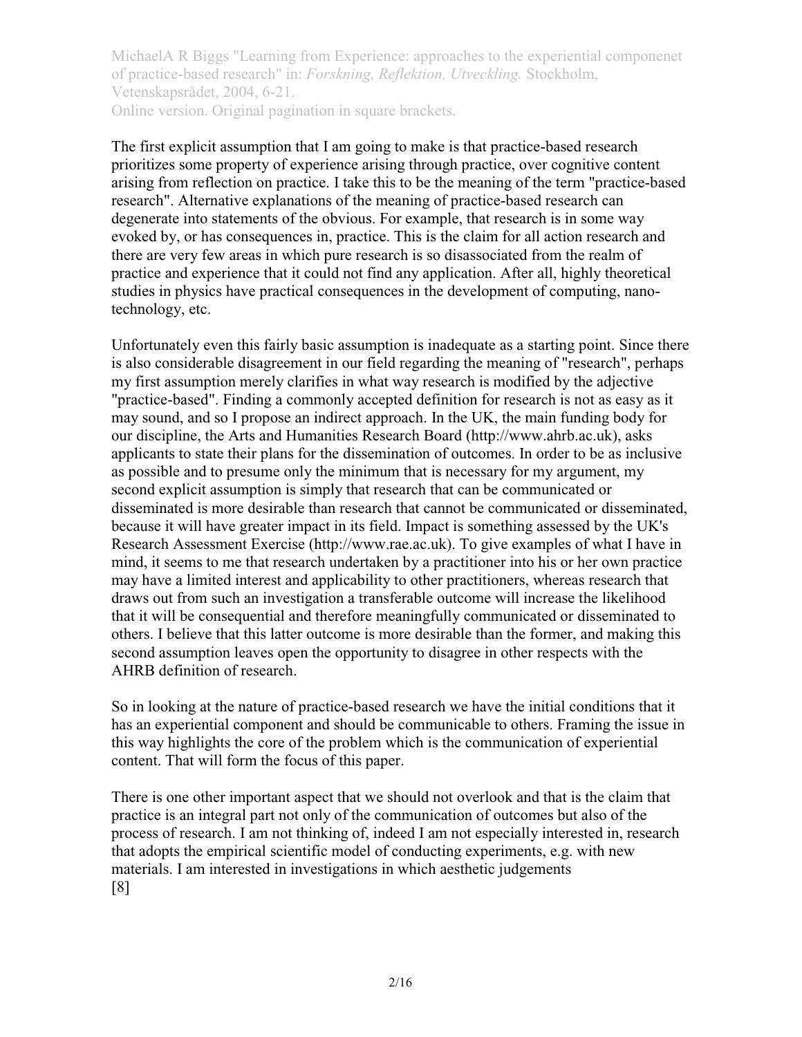The first explicit assumption that I am going to make is that practice-based research prioritizes some property of experience arising through practice, over cognitive content arising from reflection on practice. I take this to be the meaning of the term "practice-based research". Alternative explanations of the meaning of practice-based research can degenerate into statements of the obvious. For example, that research is in some way evoked by, or has consequences in, practice. This is the claim for all action research and there are very few areas in which pure research is so disassociated from the realm of practice and experience that it could not find any application. After all, highly theoretical studies in physics have practical consequences in the development of computing, nano-technology, etc.

Unfortunately even this fairly basic assumption is inadequate as a starting point. Since there is also considerable disagreement in our field regarding the meaning of "research", perhaps my first assumption merely clarifies in what way research is modified by the adjective "practice-based". Finding a commonly accepted definition for research is not as easy as it may sound, and so I propose an indirect approach. In the UK, the main funding body for our discipline, the Arts and Humanities Research Board (http://www.ahrb.ac.uk), asks applicants to state their plans for the dissemination of outcomes. In order to be as inclusive as possible and to presume only the minimum that is necessary for my argument, my second explicit assumption is simply that research that can be communicated or disseminated is more desirable than research that cannot be communicated or disseminated, because it will have greater impact in its field. Impact is something assessed by the UK's Research Assessment Exercise (http://www.rae.ac.uk). To give examples of what I have in mind, it seems to me that research undertaken by a practitioner into his or her own practice may have a limited interest and applicability to other practitioners, whereas research that draws out from such an investigation a transferable outcome will increase the likelihood that it will be consequential and therefore meaningfully communicated or disseminated to others. I believe that this latter outcome is more desirable than the former, and making this second assumption leaves open the opportunity to disagree in other respects with the AHRB definition of research.

So in looking at the nature of practice-based research we have the initial conditions that it has an experiential component and should be communicable to others. Framing the issue in this way highlights the core of the problem which is the communication of experiential content. That will form the focus of this paper.

There is one other important aspect that we should not overlook and that is the claim that practice is an integral part not only of the communication of outcomes but also of the process of research. I am not thinking of, indeed I am not especially interested in, research that adopts the empirical scientific model of conducting experiments, e.g. with new materials. I am interested in investigations in which aesthetic judgements
[8]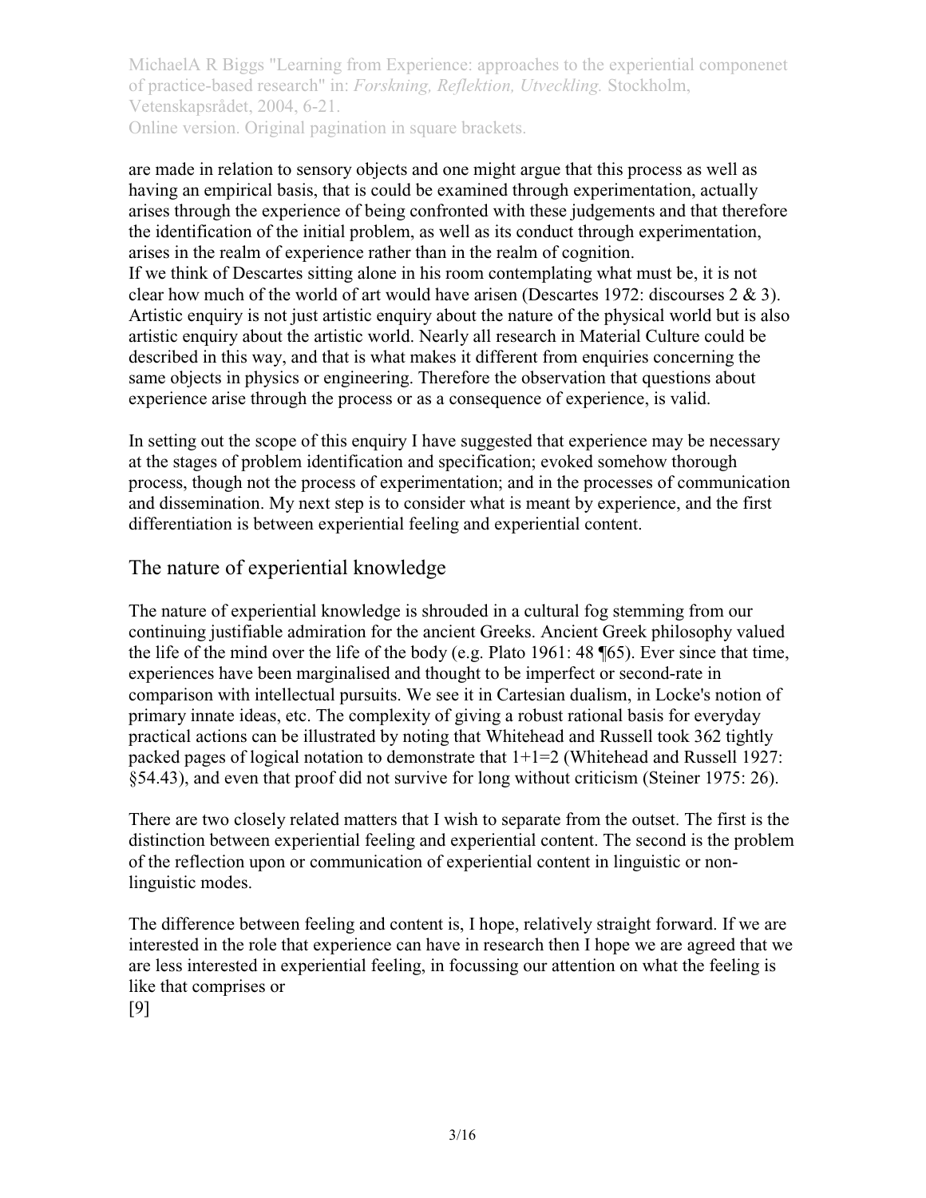are made in relation to sensory objects and one might argue that this process as well as having an empirical basis, that is could be examined through experimentation, actually arises through the experience of being confronted with these judgements and that therefore the identification of the initial problem, as well as its conduct through experimentation, arises in the realm of experience rather than in the realm of cognition.
If we think of Descartes sitting alone in his room contemplating what must be, it is not clear how much of the world of art would have arisen (Descartes 1972: discourses 2 & 3). Artistic enquiry is not just artistic enquiry about the nature of the physical world but is also artistic enquiry about the artistic world. Nearly all research in Material Culture could be described in this way, and that is what makes it different from enquiries concerning the same objects in physics or engineering. Therefore the observation that questions about experience arise through the process or as a consequence of experience, is valid.

In setting out the scope of this enquiry I have suggested that experience may be necessary at the stages of problem identification and specification; evoked somehow thorough process, though not the process of experimentation; and in the processes of communication and dissemination. My next step is to consider what is meant by experience, and the first differentiation is between experiential feeling and experiential content.

## The nature of experiential knowledge

The nature of experiential knowledge is shrouded in a cultural fog stemming from our continuing justifiable admiration for the ancient Greeks. Ancient Greek philosophy valued the life of the mind over the life of the body (e.g. Plato 1961: 48 ¶65). Ever since that time, experiences have been marginalised and thought to be imperfect or second-rate in comparison with intellectual pursuits. We see it in Cartesian dualism, in Locke's notion of primary innate ideas, etc. The complexity of giving a robust rational basis for everyday practical actions can be illustrated by noting that Whitehead and Russell took 362 tightly packed pages of logical notation to demonstrate that 1+1=2 (Whitehead and Russell 1927: §54.43), and even that proof did not survive for long without criticism (Steiner 1975: 26).

There are two closely related matters that I wish to separate from the outset. The first is the distinction between experiential feeling and experiential content. The second is the problem of the reflection upon or communication of experiential content in linguistic or non-linguistic modes.

The difference between feeling and content is, I hope, relatively straight forward. If we are interested in the role that experience can have in research then I hope we are agreed that we are less interested in experiential feeling, in focussing our attention on what the feeling is like that comprises or

[9]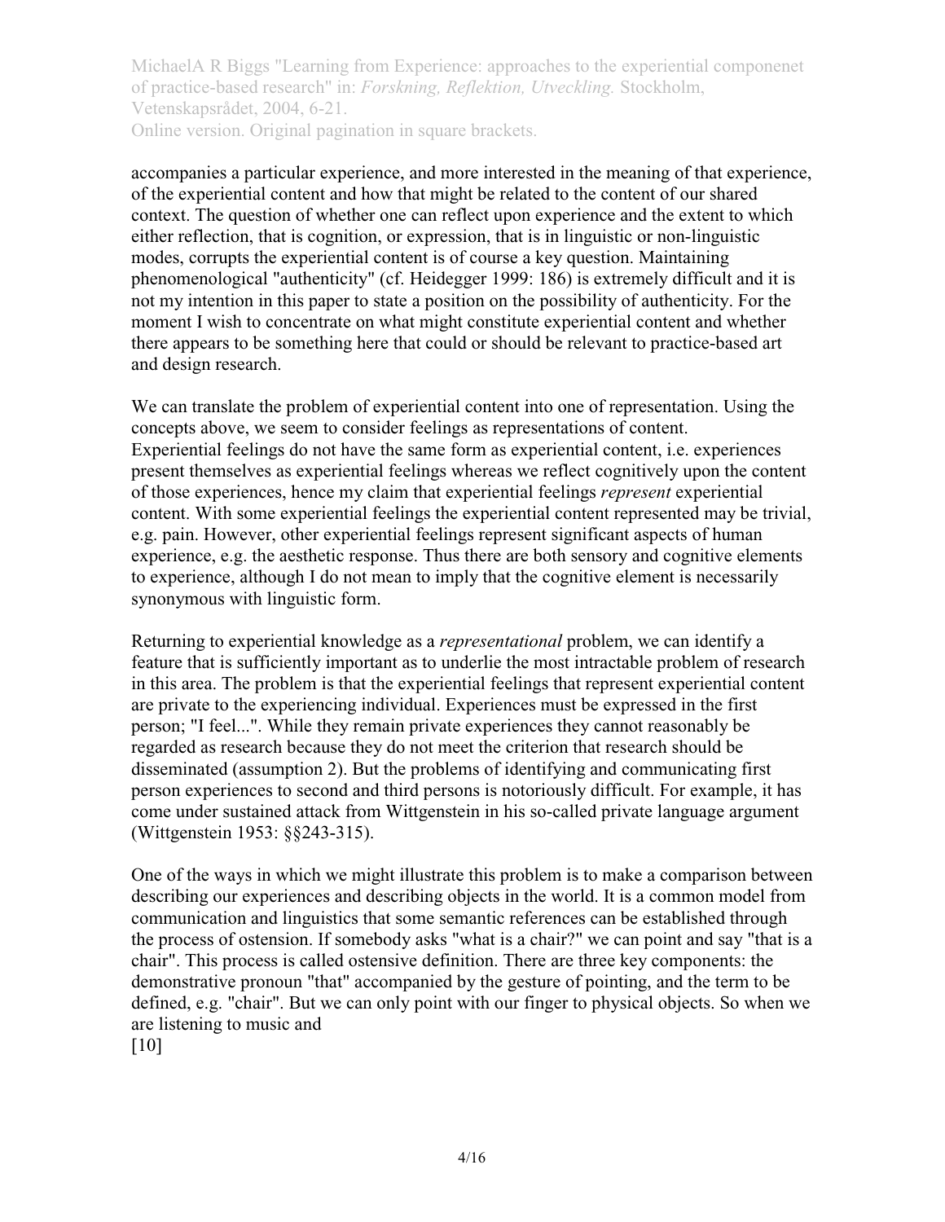accompanies a particular experience, and more interested in the meaning of that experience, of the experiential content and how that might be related to the content of our shared context. The question of whether one can reflect upon experience and the extent to which either reflection, that is cognition, or expression, that is in linguistic or non-linguistic modes, corrupts the experiential content is of course a key question. Maintaining phenomenological "authenticity" (cf. Heidegger 1999: 186) is extremely difficult and it is not my intention in this paper to state a position on the possibility of authenticity. For the moment I wish to concentrate on what might constitute experiential content and whether there appears to be something here that could or should be relevant to practice-based art and design research.

We can translate the problem of experiential content into one of representation. Using the concepts above, we seem to consider feelings as representations of content. Experiential feelings do not have the same form as experiential content, i.e. experiences present themselves as experiential feelings whereas we reflect cognitively upon the content of those experiences, hence my claim that experiential feelings *represent* experiential content. With some experiential feelings the experiential content represented may be trivial, e.g. pain. However, other experiential feelings represent significant aspects of human experience, e.g. the aesthetic response. Thus there are both sensory and cognitive elements to experience, although I do not mean to imply that the cognitive element is necessarily synonymous with linguistic form.

Returning to experiential knowledge as a *representational* problem, we can identify a feature that is sufficiently important as to underlie the most intractable problem of research in this area. The problem is that the experiential feelings that represent experiential content are private to the experiencing individual. Experiences must be expressed in the first person; "I feel...". While they remain private experiences they cannot reasonably be regarded as research because they do not meet the criterion that research should be disseminated (assumption 2). But the problems of identifying and communicating first person experiences to second and third persons is notoriously difficult. For example, it has come under sustained attack from Wittgenstein in his so-called private language argument (Wittgenstein 1953: §§243-315).

One of the ways in which we might illustrate this problem is to make a comparison between describing our experiences and describing objects in the world. It is a common model from communication and linguistics that some semantic references can be established through the process of ostension. If somebody asks "what is a chair?" we can point and say "that is a chair". This process is called ostensive definition. There are three key components: the demonstrative pronoun "that" accompanied by the gesture of pointing, and the term to be defined, e.g. "chair". But we can only point with our finger to physical objects. So when we are listening to music and
[10]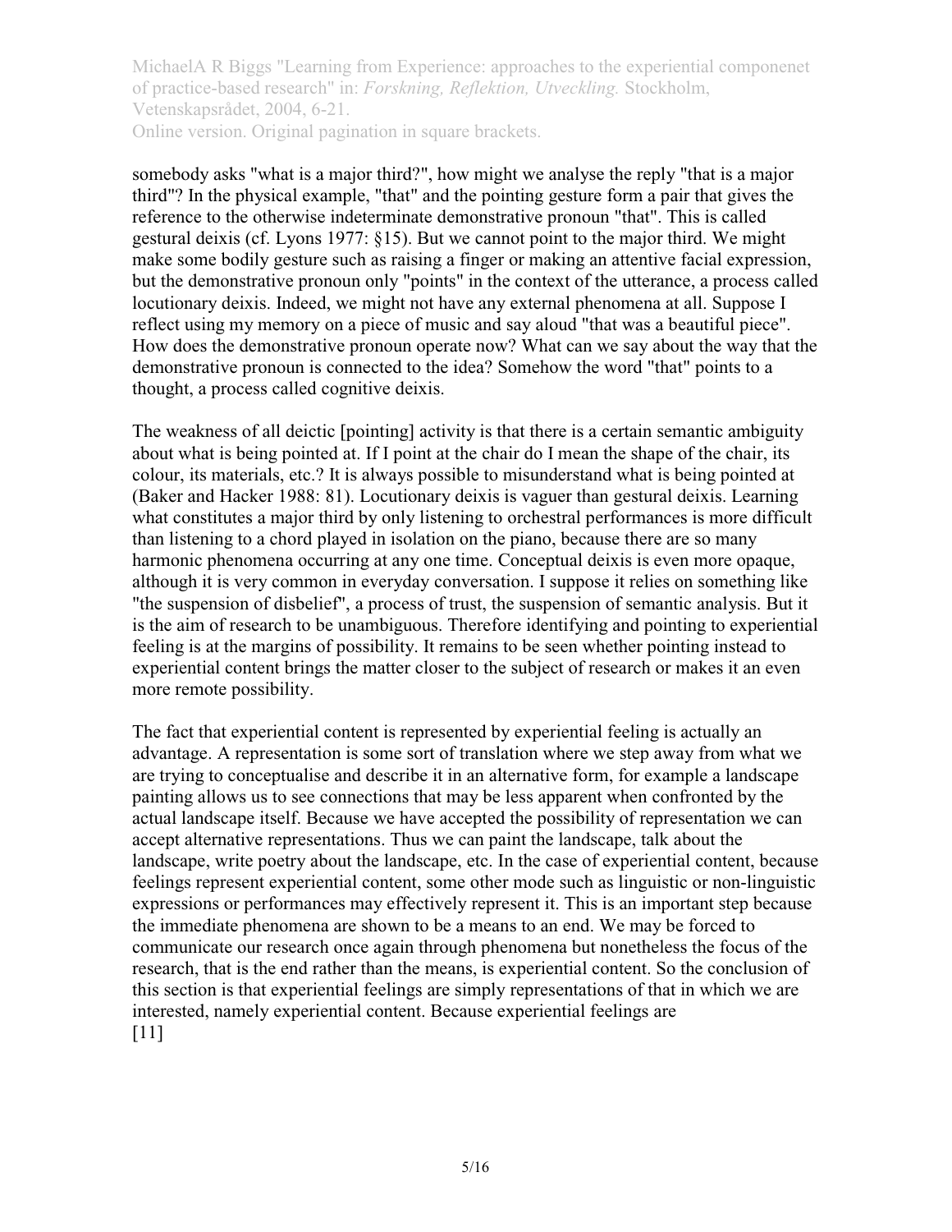somebody asks "what is a major third?", how might we analyse the reply "that is a major third"? In the physical example, "that" and the pointing gesture form a pair that gives the reference to the otherwise indeterminate demonstrative pronoun "that". This is called gestural deixis (cf. Lyons 1977: §15). But we cannot point to the major third. We might make some bodily gesture such as raising a finger or making an attentive facial expression, but the demonstrative pronoun only "points" in the context of the utterance, a process called locutionary deixis. Indeed, we might not have any external phenomena at all. Suppose I reflect using my memory on a piece of music and say aloud "that was a beautiful piece". How does the demonstrative pronoun operate now? What can we say about the way that the demonstrative pronoun is connected to the idea? Somehow the word "that" points to a thought, a process called cognitive deixis.

The weakness of all deictic [pointing] activity is that there is a certain semantic ambiguity about what is being pointed at. If I point at the chair do I mean the shape of the chair, its colour, its materials, etc.? It is always possible to misunderstand what is being pointed at (Baker and Hacker 1988: 81). Locutionary deixis is vaguer than gestural deixis. Learning what constitutes a major third by only listening to orchestral performances is more difficult than listening to a chord played in isolation on the piano, because there are so many harmonic phenomena occurring at any one time. Conceptual deixis is even more opaque, although it is very common in everyday conversation. I suppose it relies on something like "the suspension of disbelief", a process of trust, the suspension of semantic analysis. But it is the aim of research to be unambiguous. Therefore identifying and pointing to experiential feeling is at the margins of possibility. It remains to be seen whether pointing instead to experiential content brings the matter closer to the subject of research or makes it an even more remote possibility.

The fact that experiential content is represented by experiential feeling is actually an advantage. A representation is some sort of translation where we step away from what we are trying to conceptualise and describe it in an alternative form, for example a landscape painting allows us to see connections that may be less apparent when confronted by the actual landscape itself. Because we have accepted the possibility of representation we can accept alternative representations. Thus we can paint the landscape, talk about the landscape, write poetry about the landscape, etc. In the case of experiential content, because feelings represent experiential content, some other mode such as linguistic or non-linguistic expressions or performances may effectively represent it. This is an important step because the immediate phenomena are shown to be a means to an end. We may be forced to communicate our research once again through phenomena but nonetheless the focus of the research, that is the end rather than the means, is experiential content. So the conclusion of this section is that experiential feelings are simply representations of that in which we are interested, namely experiential content. Because experiential feelings are
[11]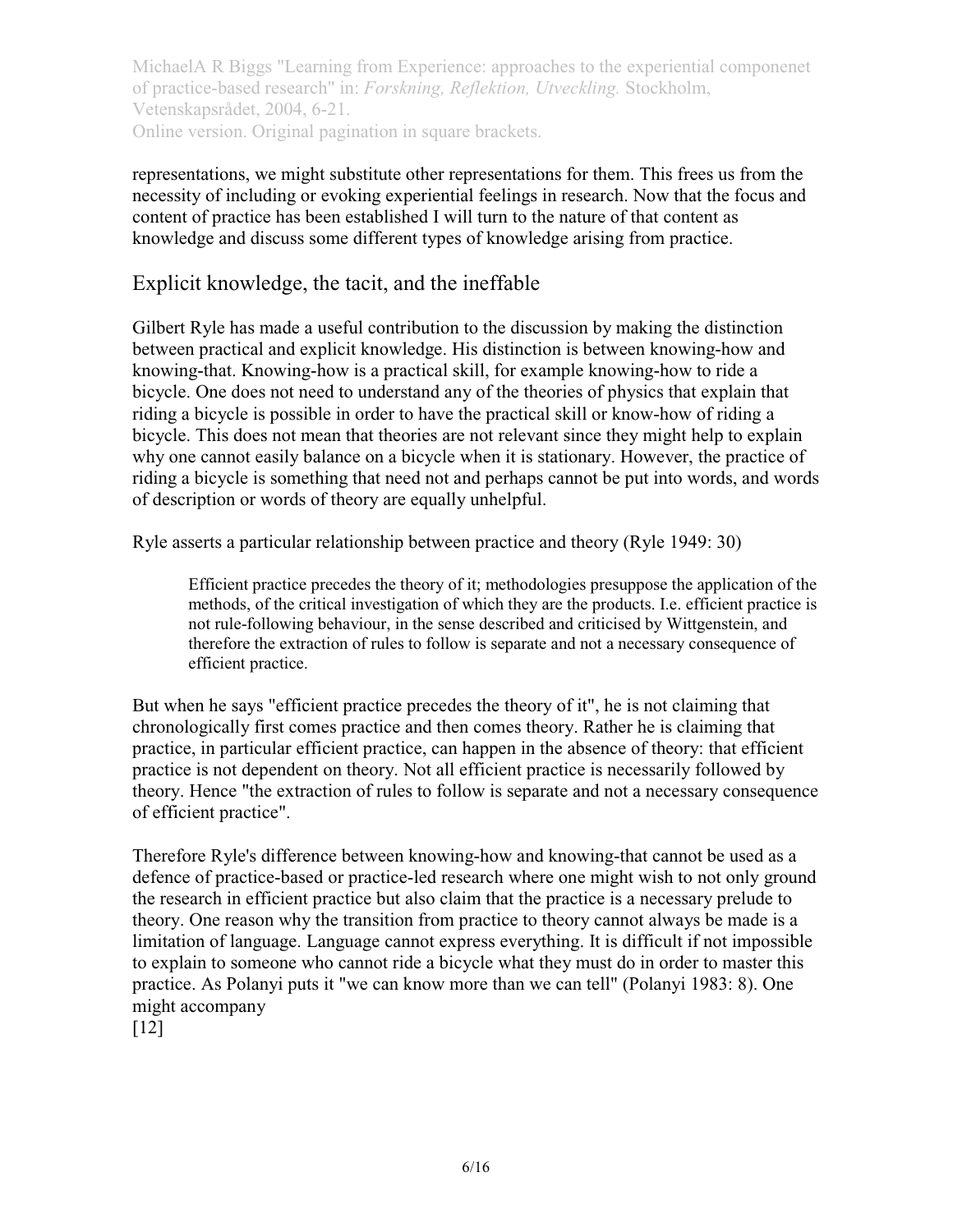representations, we might substitute other representations for them. This frees us from the necessity of including or evoking experiential feelings in research. Now that the focus and content of practice has been established I will turn to the nature of that content as knowledge and discuss some different types of knowledge arising from practice.

## Explicit knowledge, the tacit, and the ineffable

Gilbert Ryle has made a useful contribution to the discussion by making the distinction between practical and explicit knowledge. His distinction is between knowing-how and knowing-that. Knowing-how is a practical skill, for example knowing-how to ride a bicycle. One does not need to understand any of the theories of physics that explain that riding a bicycle is possible in order to have the practical skill or know-how of riding a bicycle. This does not mean that theories are not relevant since they might help to explain why one cannot easily balance on a bicycle when it is stationary. However, the practice of riding a bicycle is something that need not and perhaps cannot be put into words, and words of description or words of theory are equally unhelpful.

Ryle asserts a particular relationship between practice and theory (Ryle 1949: 30)

> Efficient practice precedes the theory of it; methodologies presuppose the application of the methods, of the critical investigation of which they are the products. I.e. efficient practice is not rule-following behaviour, in the sense described and criticised by Wittgenstein, and therefore the extraction of rules to follow is separate and not a necessary consequence of efficient practice.

But when he says "efficient practice precedes the theory of it", he is not claiming that chronologically first comes practice and then comes theory. Rather he is claiming that practice, in particular efficient practice, can happen in the absence of theory: that efficient practice is not dependent on theory. Not all efficient practice is necessarily followed by theory. Hence "the extraction of rules to follow is separate and not a necessary consequence of efficient practice".

Therefore Ryle's difference between knowing-how and knowing-that cannot be used as a defence of practice-based or practice-led research where one might wish to not only ground the research in efficient practice but also claim that the practice is a necessary prelude to theory. One reason why the transition from practice to theory cannot always be made is a limitation of language. Language cannot express everything. It is difficult if not impossible to explain to someone who cannot ride a bicycle what they must do in order to master this practice. As Polanyi puts it "we can know more than we can tell" (Polanyi 1983: 8). One might accompany

[12]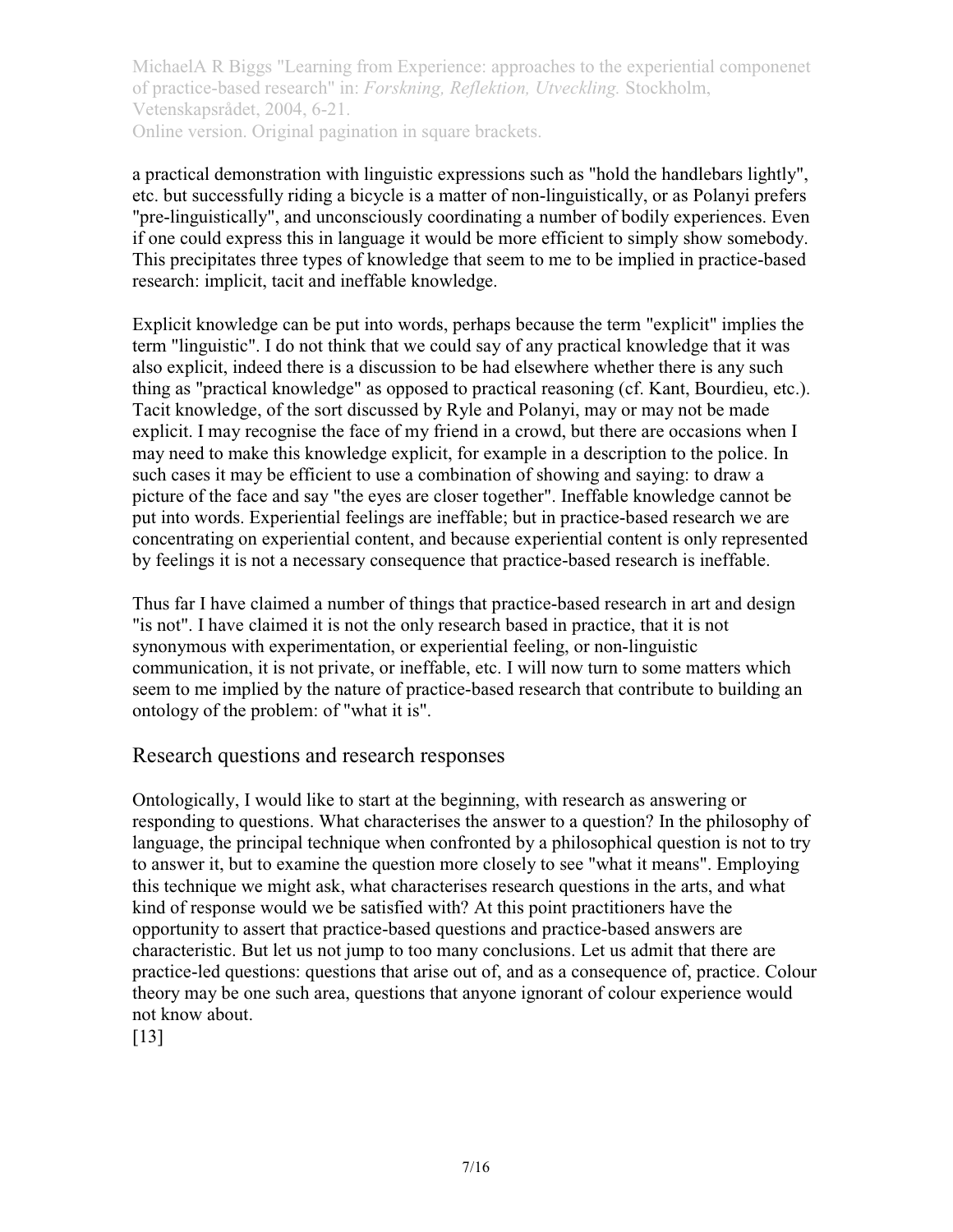a practical demonstration with linguistic expressions such as "hold the handlebars lightly", etc. but successfully riding a bicycle is a matter of non-linguistically, or as Polanyi prefers "pre-linguistically", and unconsciously coordinating a number of bodily experiences. Even if one could express this in language it would be more efficient to simply show somebody. This precipitates three types of knowledge that seem to me to be implied in practice-based research: implicit, tacit and ineffable knowledge.

Explicit knowledge can be put into words, perhaps because the term "explicit" implies the term "linguistic". I do not think that we could say of any practical knowledge that it was also explicit, indeed there is a discussion to be had elsewhere whether there is any such thing as "practical knowledge" as opposed to practical reasoning (cf. Kant, Bourdieu, etc.). Tacit knowledge, of the sort discussed by Ryle and Polanyi, may or may not be made explicit. I may recognise the face of my friend in a crowd, but there are occasions when I may need to make this knowledge explicit, for example in a description to the police. In such cases it may be efficient to use a combination of showing and saying: to draw a picture of the face and say "the eyes are closer together". Ineffable knowledge cannot be put into words. Experiential feelings are ineffable; but in practice-based research we are concentrating on experiential content, and because experiential content is only represented by feelings it is not a necessary consequence that practice-based research is ineffable.

Thus far I have claimed a number of things that practice-based research in art and design "is not". I have claimed it is not the only research based in practice, that it is not synonymous with experimentation, or experiential feeling, or non-linguistic communication, it is not private, or ineffable, etc. I will now turn to some matters which seem to me implied by the nature of practice-based research that contribute to building an ontology of the problem: of "what it is".

## Research questions and research responses

Ontologically, I would like to start at the beginning, with research as answering or responding to questions. What characterises the answer to a question? In the philosophy of language, the principal technique when confronted by a philosophical question is not to try to answer it, but to examine the question more closely to see "what it means". Employing this technique we might ask, what characterises research questions in the arts, and what kind of response would we be satisfied with? At this point practitioners have the opportunity to assert that practice-based questions and practice-based answers are characteristic. But let us not jump to too many conclusions. Let us admit that there are practice-led questions: questions that arise out of, and as a consequence of, practice. Colour theory may be one such area, questions that anyone ignorant of colour experience would not know about.

[13]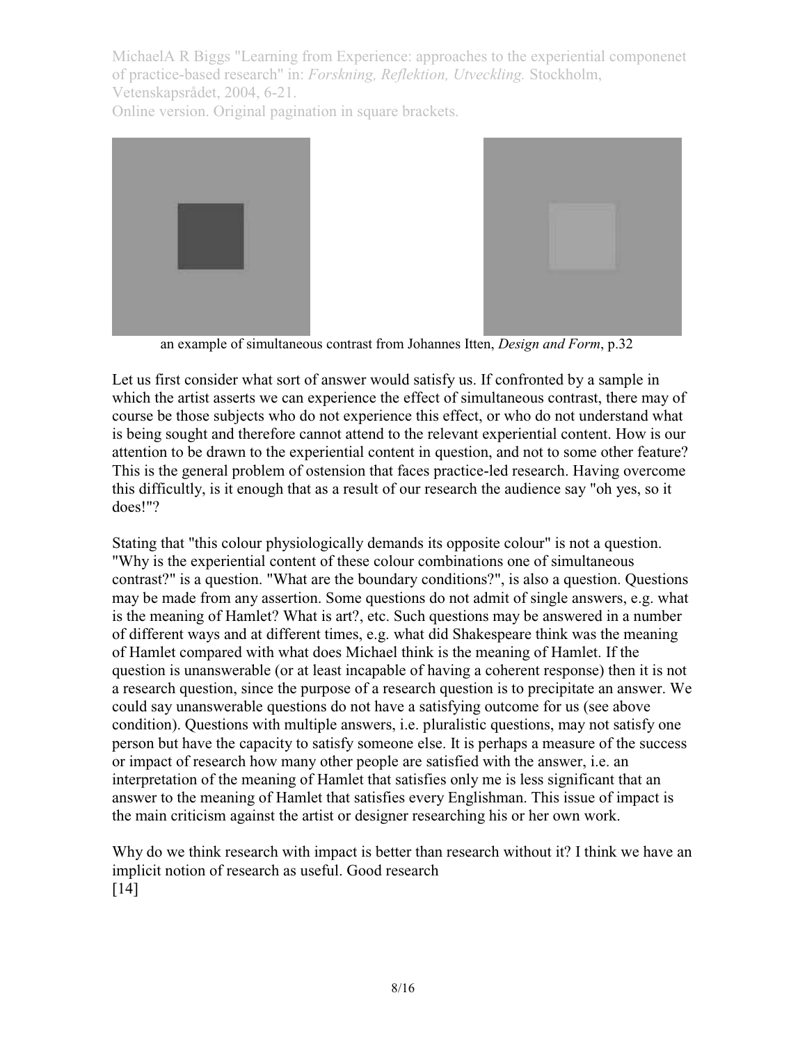an example of simultaneous contrast from Johannes Itten, *Design and Form*, p.32

Let us first consider what sort of answer would satisfy us. If confronted by a sample in which the artist asserts we can experience the effect of simultaneous contrast, there may of course be those subjects who do not experience this effect, or who do not understand what is being sought and therefore cannot attend to the relevant experiential content. How is our attention to be drawn to the experiential content in question, and not to some other feature? This is the general problem of ostension that faces practice-led research. Having overcome this difficultly, is it enough that as a result of our research the audience say "oh yes, so it does!"?

Stating that "this colour physiologically demands its opposite colour" is not a question. "Why is the experiential content of these colour combinations one of simultaneous contrast?" is a question. "What are the boundary conditions?", is also a question. Questions may be made from any assertion. Some questions do not admit of single answers, e.g. what is the meaning of Hamlet? What is art?, etc. Such questions may be answered in a number of different ways and at different times, e.g. what did Shakespeare think was the meaning of Hamlet compared with what does Michael think is the meaning of Hamlet. If the question is unanswerable (or at least incapable of having a coherent response) then it is not a research question, since the purpose of a research question is to precipitate an answer. We could say unanswerable questions do not have a satisfying outcome for us (see above condition). Questions with multiple answers, i.e. pluralistic questions, may not satisfy one person but have the capacity to satisfy someone else. It is perhaps a measure of the success or impact of research how many other people are satisfied with the answer, i.e. an interpretation of the meaning of Hamlet that satisfies only me is less significant that an answer to the meaning of Hamlet that satisfies every Englishman. This issue of impact is the main criticism against the artist or designer researching his or her own work.

Why do we think research with impact is better than research without it? I think we have an implicit notion of research as useful. Good research
[14]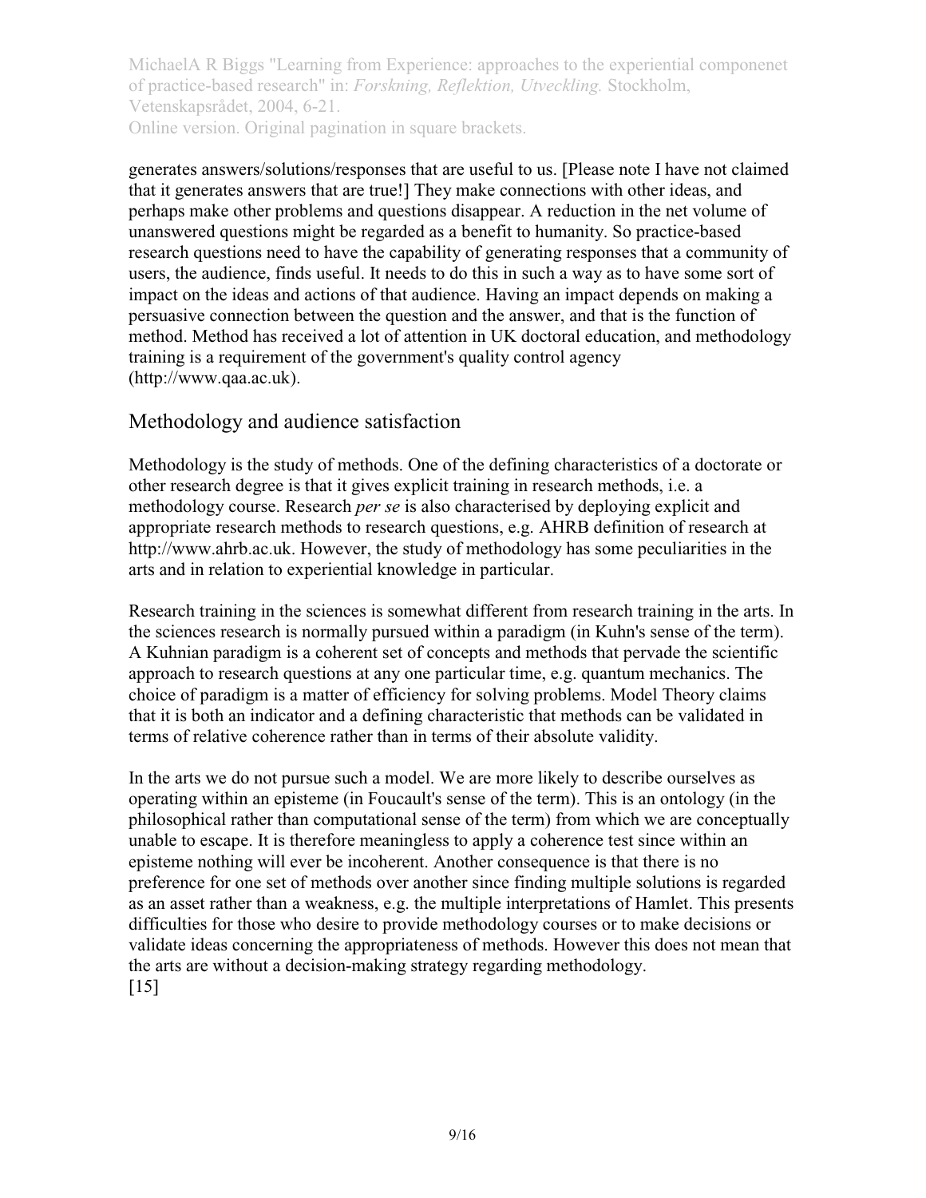generates answers/solutions/responses that are useful to us. [Please note I have not claimed that it generates answers that are true!] They make connections with other ideas, and perhaps make other problems and questions disappear. A reduction in the net volume of unanswered questions might be regarded as a benefit to humanity. So practice-based research questions need to have the capability of generating responses that a community of users, the audience, finds useful. It needs to do this in such a way as to have some sort of impact on the ideas and actions of that audience. Having an impact depends on making a persuasive connection between the question and the answer, and that is the function of method. Method has received a lot of attention in UK doctoral education, and methodology training is a requirement of the government's quality control agency (http://www.qaa.ac.uk).

## Methodology and audience satisfaction

Methodology is the study of methods. One of the defining characteristics of a doctorate or other research degree is that it gives explicit training in research methods, i.e. a methodology course. Research *per se* is also characterised by deploying explicit and appropriate research methods to research questions, e.g. AHRB definition of research at http://www.ahrb.ac.uk. However, the study of methodology has some peculiarities in the arts and in relation to experiential knowledge in particular.

Research training in the sciences is somewhat different from research training in the arts. In the sciences research is normally pursued within a paradigm (in Kuhn's sense of the term). A Kuhnian paradigm is a coherent set of concepts and methods that pervade the scientific approach to research questions at any one particular time, e.g. quantum mechanics. The choice of paradigm is a matter of efficiency for solving problems. Model Theory claims that it is both an indicator and a defining characteristic that methods can be validated in terms of relative coherence rather than in terms of their absolute validity.

In the arts we do not pursue such a model. We are more likely to describe ourselves as operating within an episteme (in Foucault's sense of the term). This is an ontology (in the philosophical rather than computational sense of the term) from which we are conceptually unable to escape. It is therefore meaningless to apply a coherence test since within an episteme nothing will ever be incoherent. Another consequence is that there is no preference for one set of methods over another since finding multiple solutions is regarded as an asset rather than a weakness, e.g. the multiple interpretations of Hamlet. This presents difficulties for those who desire to provide methodology courses or to make decisions or validate ideas concerning the appropriateness of methods. However this does not mean that the arts are without a decision-making strategy regarding methodology.
[15]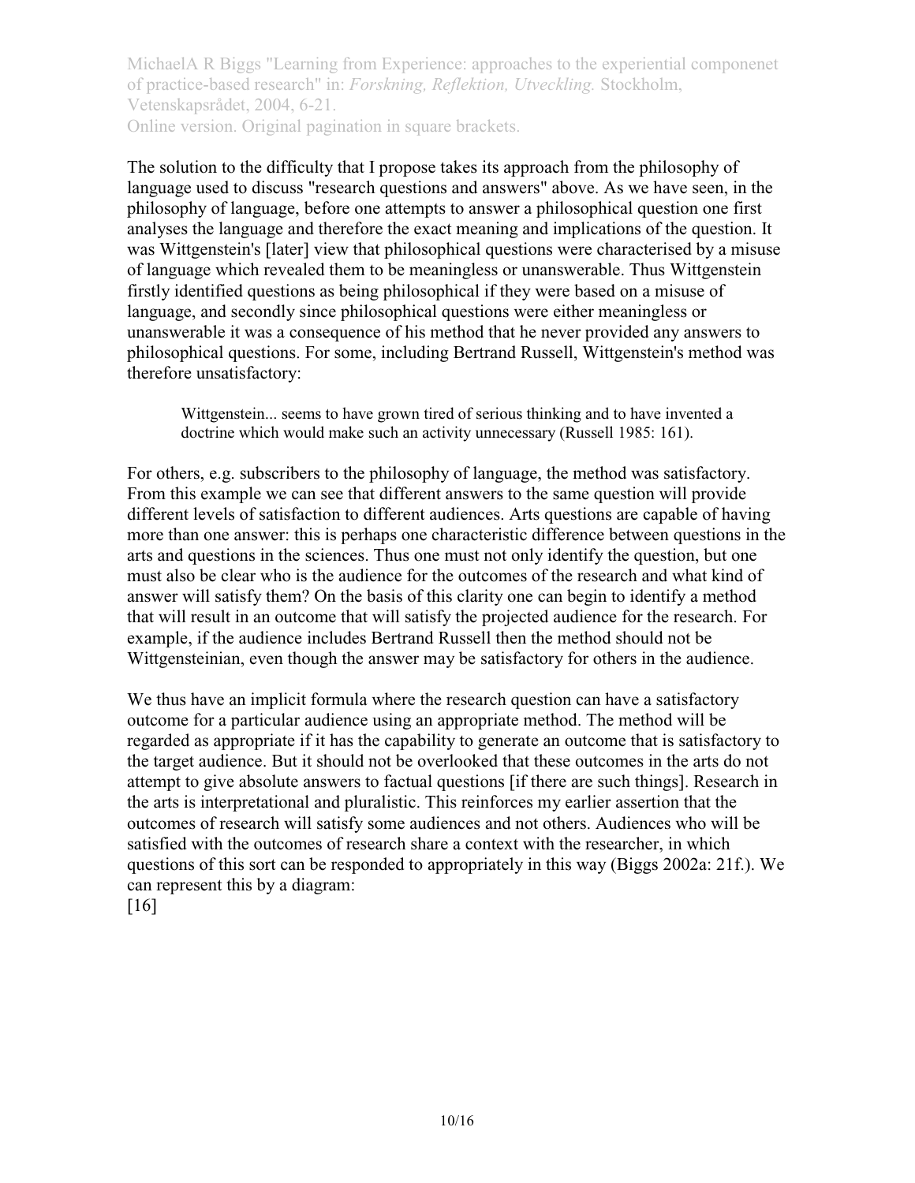The solution to the difficulty that I propose takes its approach from the philosophy of language used to discuss "research questions and answers" above. As we have seen, in the philosophy of language, before one attempts to answer a philosophical question one first analyses the language and therefore the exact meaning and implications of the question. It was Wittgenstein's [later] view that philosophical questions were characterised by a misuse of language which revealed them to be meaningless or unanswerable. Thus Wittgenstein firstly identified questions as being philosophical if they were based on a misuse of language, and secondly since philosophical questions were either meaningless or unanswerable it was a consequence of his method that he never provided any answers to philosophical questions. For some, including Bertrand Russell, Wittgenstein's method was therefore unsatisfactory:

> Wittgenstein... seems to have grown tired of serious thinking and to have invented a doctrine which would make such an activity unnecessary (Russell 1985: 161).

For others, e.g. subscribers to the philosophy of language, the method was satisfactory. From this example we can see that different answers to the same question will provide different levels of satisfaction to different audiences. Arts questions are capable of having more than one answer: this is perhaps one characteristic difference between questions in the arts and questions in the sciences. Thus one must not only identify the question, but one must also be clear who is the audience for the outcomes of the research and what kind of answer will satisfy them? On the basis of this clarity one can begin to identify a method that will result in an outcome that will satisfy the projected audience for the research. For example, if the audience includes Bertrand Russell then the method should not be Wittgensteinian, even though the answer may be satisfactory for others in the audience.

We thus have an implicit formula where the research question can have a satisfactory outcome for a particular audience using an appropriate method. The method will be regarded as appropriate if it has the capability to generate an outcome that is satisfactory to the target audience. But it should not be overlooked that these outcomes in the arts do not attempt to give absolute answers to factual questions [if there are such things]. Research in the arts is interpretational and pluralistic. This reinforces my earlier assertion that the outcomes of research will satisfy some audiences and not others. Audiences who will be satisfied with the outcomes of research share a context with the researcher, in which questions of this sort can be responded to appropriately in this way (Biggs 2002a: 21f.). We can represent this by a diagram:

[16]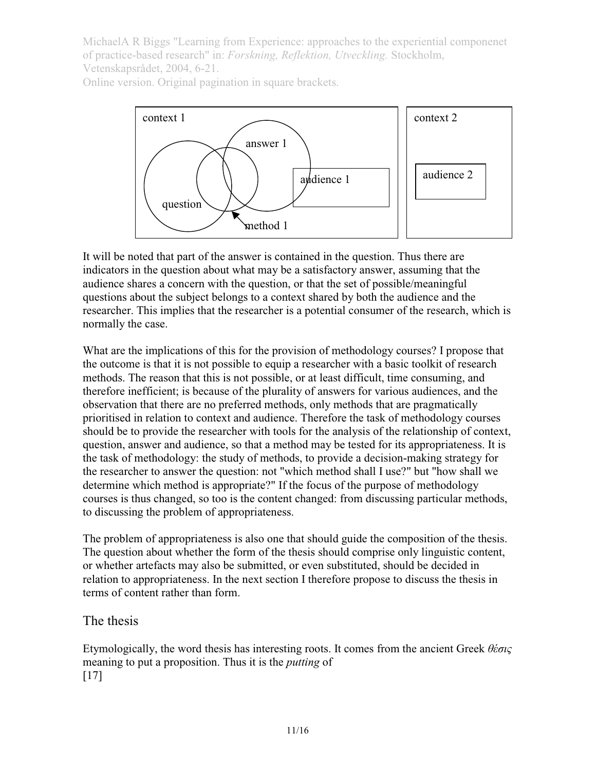context 1

answer 1

audience 1

question

method 1

context 2

audience 2

It will be noted that part of the answer is contained in the question. Thus there are indicators in the question about what may be a satisfactory answer, assuming that the audience shares a concern with the question, or that the set of possible/meaningful questions about the subject belongs to a context shared by both the audience and the researcher. This implies that the researcher is a potential consumer of the research, which is normally the case.

What are the implications of this for the provision of methodology courses? I propose that the outcome is that it is not possible to equip a researcher with a basic toolkit of research methods. The reason that this is not possible, or at least difficult, time consuming, and therefore inefficient; is because of the plurality of answers for various audiences, and the observation that there are no preferred methods, only methods that are pragmatically prioritised in relation to context and audience. Therefore the task of methodology courses should be to provide the researcher with tools for the analysis of the relationship of context, question, answer and audience, so that a method may be tested for its appropriateness. It is the task of methodology: the study of methods, to provide a decision-making strategy for the researcher to answer the question: not "which method shall I use?" but "how shall we determine which method is appropriate?" If the focus of the purpose of methodology courses is thus changed, so too is the content changed: from discussing particular methods, to discussing the problem of appropriateness.

The problem of appropriateness is also one that should guide the composition of the thesis. The question about whether the form of the thesis should comprise only linguistic content, or whether artefacts may also be submitted, or even substituted, should be decided in relation to appropriateness. In the next section I therefore propose to discuss the thesis in terms of content rather than form.

## The thesis

Etymologically, the word thesis has interesting roots. It comes from the ancient Greek *θέσις* meaning to put a proposition. Thus it is the *putting* of
[17]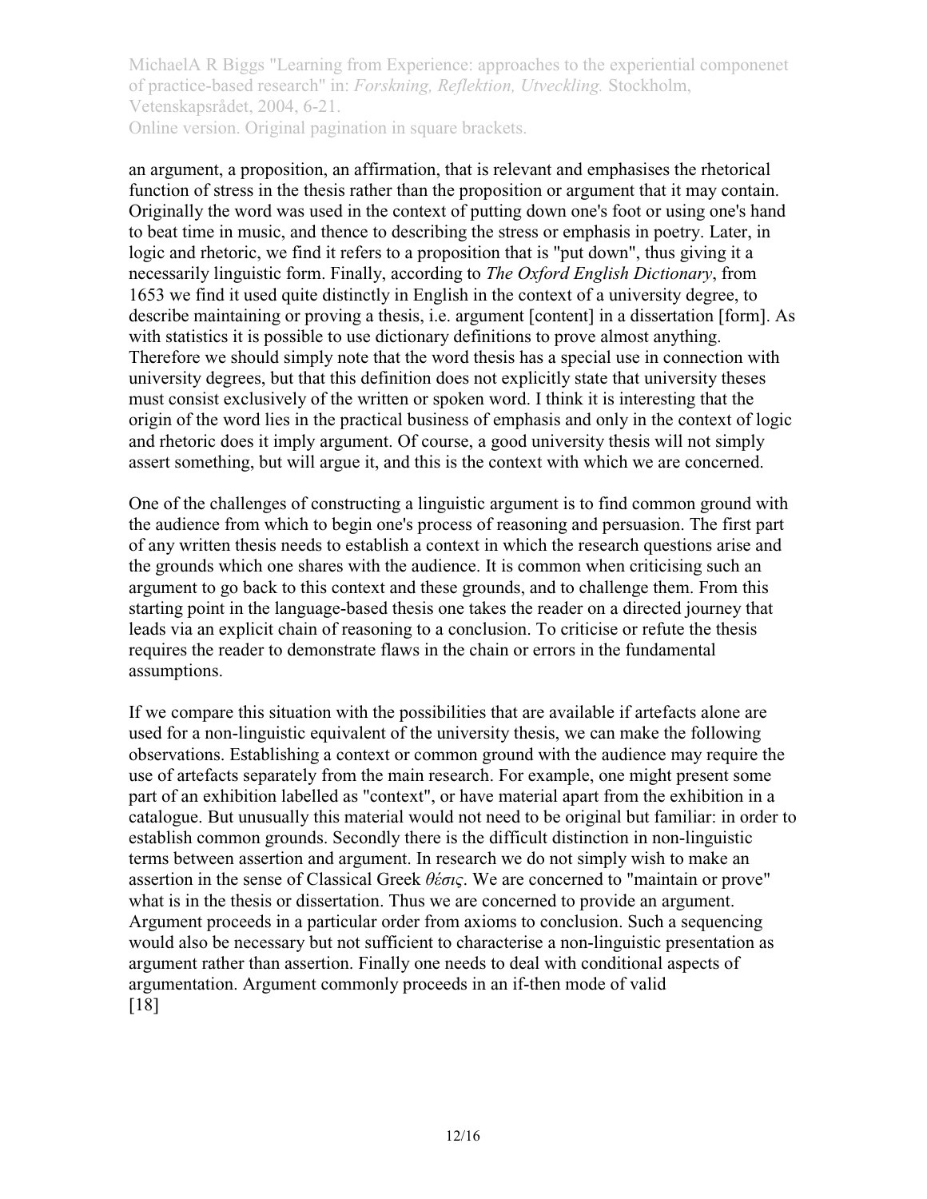an argument, a proposition, an affirmation, that is relevant and emphasises the rhetorical function of stress in the thesis rather than the proposition or argument that it may contain. Originally the word was used in the context of putting down one's foot or using one's hand to beat time in music, and thence to describing the stress or emphasis in poetry. Later, in logic and rhetoric, we find it refers to a proposition that is "put down", thus giving it a necessarily linguistic form. Finally, according to *The Oxford English Dictionary*, from 1653 we find it used quite distinctly in English in the context of a university degree, to describe maintaining or proving a thesis, i.e. argument [content] in a dissertation [form]. As with statistics it is possible to use dictionary definitions to prove almost anything. Therefore we should simply note that the word thesis has a special use in connection with university degrees, but that this definition does not explicitly state that university theses must consist exclusively of the written or spoken word. I think it is interesting that the origin of the word lies in the practical business of emphasis and only in the context of logic and rhetoric does it imply argument. Of course, a good university thesis will not simply assert something, but will argue it, and this is the context with which we are concerned.

One of the challenges of constructing a linguistic argument is to find common ground with the audience from which to begin one's process of reasoning and persuasion. The first part of any written thesis needs to establish a context in which the research questions arise and the grounds which one shares with the audience. It is common when criticising such an argument to go back to this context and these grounds, and to challenge them. From this starting point in the language-based thesis one takes the reader on a directed journey that leads via an explicit chain of reasoning to a conclusion. To criticise or refute the thesis requires the reader to demonstrate flaws in the chain or errors in the fundamental assumptions.

If we compare this situation with the possibilities that are available if artefacts alone are used for a non-linguistic equivalent of the university thesis, we can make the following observations. Establishing a context or common ground with the audience may require the use of artefacts separately from the main research. For example, one might present some part of an exhibition labelled as "context", or have material apart from the exhibition in a catalogue. But unusually this material would not need to be original but familiar: in order to establish common grounds. Secondly there is the difficult distinction in non-linguistic terms between assertion and argument. In research we do not simply wish to make an assertion in the sense of Classical Greek *θέσις*. We are concerned to "maintain or prove" what is in the thesis or dissertation. Thus we are concerned to provide an argument. Argument proceeds in a particular order from axioms to conclusion. Such a sequencing would also be necessary but not sufficient to characterise a non-linguistic presentation as argument rather than assertion. Finally one needs to deal with conditional aspects of argumentation. Argument commonly proceeds in an if-then mode of valid
[18]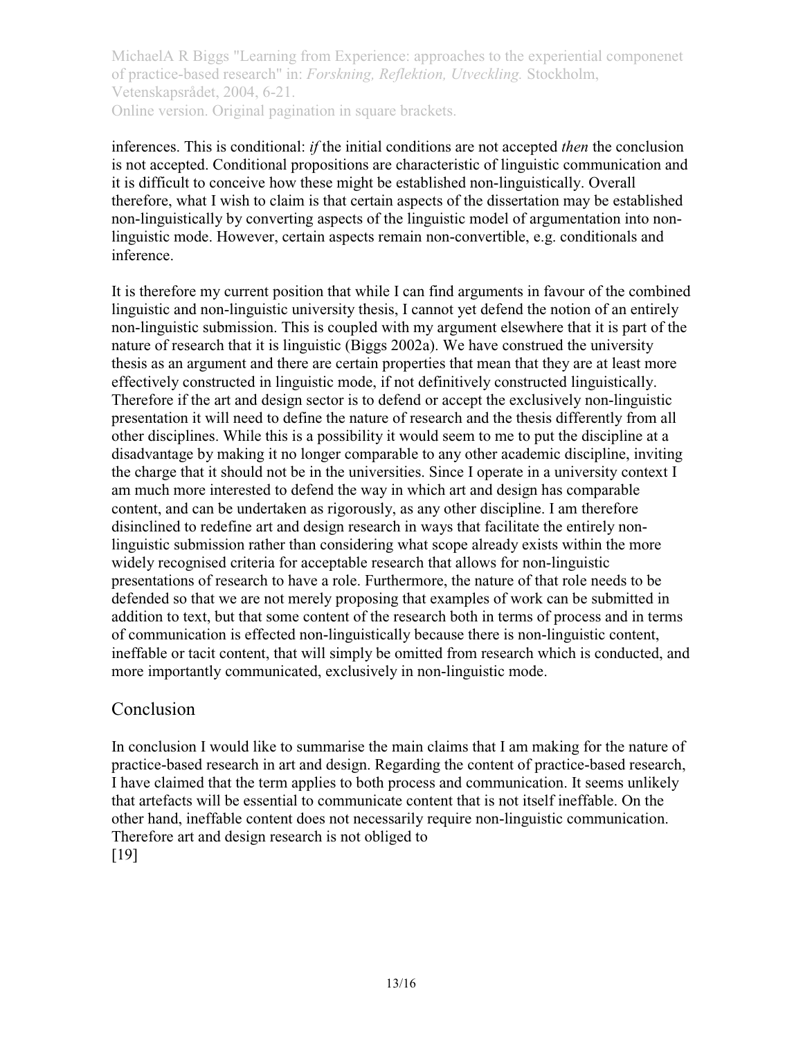inferences. This is conditional: *if* the initial conditions are not accepted *then* the conclusion is not accepted. Conditional propositions are characteristic of linguistic communication and it is difficult to conceive how these might be established non-linguistically. Overall therefore, what I wish to claim is that certain aspects of the dissertation may be established non-linguistically by converting aspects of the linguistic model of argumentation into non-linguistic mode. However, certain aspects remain non-convertible, e.g. conditionals and inference.

It is therefore my current position that while I can find arguments in favour of the combined linguistic and non-linguistic university thesis, I cannot yet defend the notion of an entirely non-linguistic submission. This is coupled with my argument elsewhere that it is part of the nature of research that it is linguistic (Biggs 2002a). We have construed the university thesis as an argument and there are certain properties that mean that they are at least more effectively constructed in linguistic mode, if not definitively constructed linguistically. Therefore if the art and design sector is to defend or accept the exclusively non-linguistic presentation it will need to define the nature of research and the thesis differently from all other disciplines. While this is a possibility it would seem to me to put the discipline at a disadvantage by making it no longer comparable to any other academic discipline, inviting the charge that it should not be in the universities. Since I operate in a university context I am much more interested to defend the way in which art and design has comparable content, and can be undertaken as rigorously, as any other discipline. I am therefore disinclined to redefine art and design research in ways that facilitate the entirely non-linguistic submission rather than considering what scope already exists within the more widely recognised criteria for acceptable research that allows for non-linguistic presentations of research to have a role. Furthermore, the nature of that role needs to be defended so that we are not merely proposing that examples of work can be submitted in addition to text, but that some content of the research both in terms of process and in terms of communication is effected non-linguistically because there is non-linguistic content, ineffable or tacit content, that will simply be omitted from research which is conducted, and more importantly communicated, exclusively in non-linguistic mode.

## Conclusion

In conclusion I would like to summarise the main claims that I am making for the nature of practice-based research in art and design. Regarding the content of practice-based research, I have claimed that the term applies to both process and communication. It seems unlikely that artefacts will be essential to communicate content that is not itself ineffable. On the other hand, ineffable content does not necessarily require non-linguistic communication. Therefore art and design research is not obliged to
[19]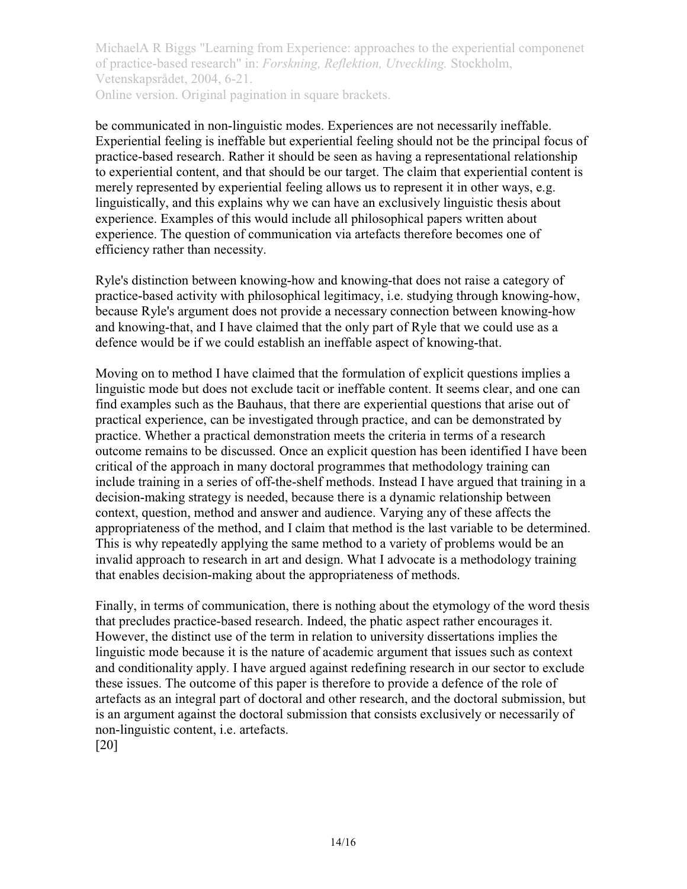be communicated in non-linguistic modes. Experiences are not necessarily ineffable. Experiential feeling is ineffable but experiential feeling should not be the principal focus of practice-based research. Rather it should be seen as having a representational relationship to experiential content, and that should be our target. The claim that experiential content is merely represented by experiential feeling allows us to represent it in other ways, e.g. linguistically, and this explains why we can have an exclusively linguistic thesis about experience. Examples of this would include all philosophical papers written about experience. The question of communication via artefacts therefore becomes one of efficiency rather than necessity.

Ryle's distinction between knowing-how and knowing-that does not raise a category of practice-based activity with philosophical legitimacy, i.e. studying through knowing-how, because Ryle's argument does not provide a necessary connection between knowing-how and knowing-that, and I have claimed that the only part of Ryle that we could use as a defence would be if we could establish an ineffable aspect of knowing-that.

Moving on to method I have claimed that the formulation of explicit questions implies a linguistic mode but does not exclude tacit or ineffable content. It seems clear, and one can find examples such as the Bauhaus, that there are experiential questions that arise out of practical experience, can be investigated through practice, and can be demonstrated by practice. Whether a practical demonstration meets the criteria in terms of a research outcome remains to be discussed. Once an explicit question has been identified I have been critical of the approach in many doctoral programmes that methodology training can include training in a series of off-the-shelf methods. Instead I have argued that training in a decision-making strategy is needed, because there is a dynamic relationship between context, question, method and answer and audience. Varying any of these affects the appropriateness of the method, and I claim that method is the last variable to be determined. This is why repeatedly applying the same method to a variety of problems would be an invalid approach to research in art and design. What I advocate is a methodology training that enables decision-making about the appropriateness of methods.

Finally, in terms of communication, there is nothing about the etymology of the word thesis that precludes practice-based research. Indeed, the phatic aspect rather encourages it. However, the distinct use of the term in relation to university dissertations implies the linguistic mode because it is the nature of academic argument that issues such as context and conditionality apply. I have argued against redefining research in our sector to exclude these issues. The outcome of this paper is therefore to provide a defence of the role of artefacts as an integral part of doctoral and other research, and the doctoral submission, but is an argument against the doctoral submission that consists exclusively or necessarily of non-linguistic content, i.e. artefacts.
[20]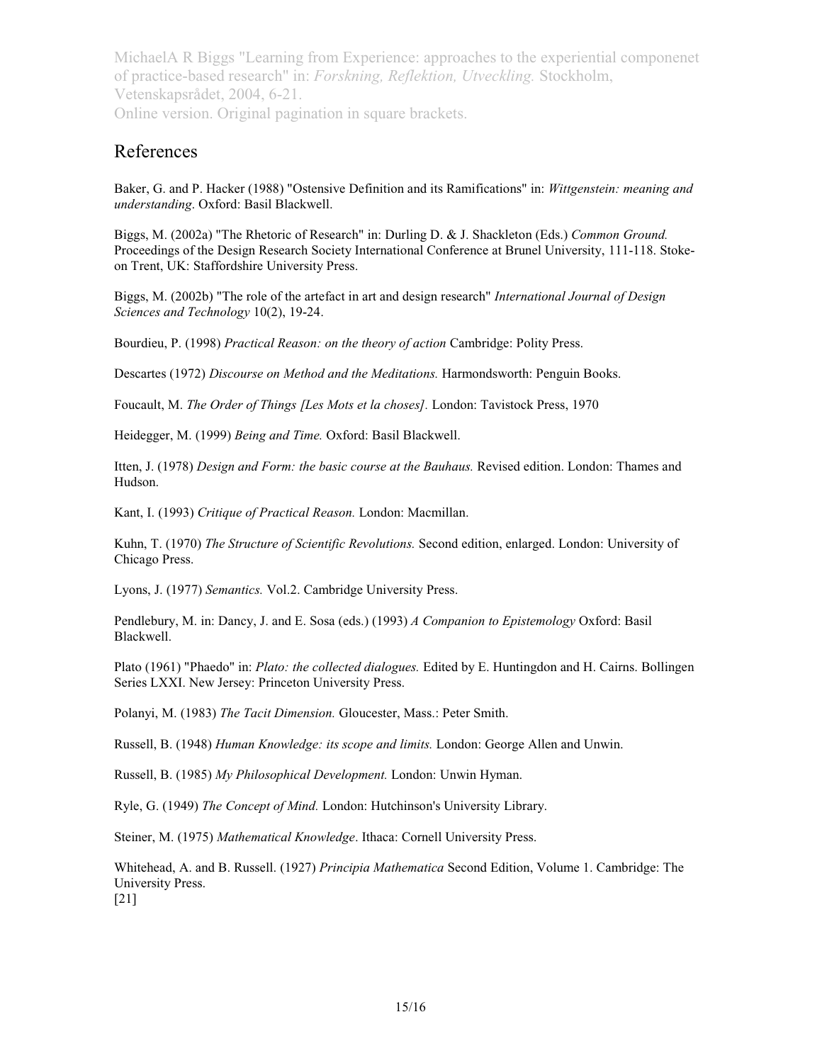## References

Baker, G. and P. Hacker (1988) "Ostensive Definition and its Ramifications" in: *Wittgenstein: meaning and understanding*. Oxford: Basil Blackwell.

Biggs, M. (2002a) "The Rhetoric of Research" in: Durling D. & J. Shackleton (Eds.) *Common Ground.* Proceedings of the Design Research Society International Conference at Brunel University, 111-118. Stoke-on Trent, UK: Staffordshire University Press.

Biggs, M. (2002b) "The role of the artefact in art and design research" *International Journal of Design Sciences and Technology* 10(2), 19-24.

Bourdieu, P. (1998) *Practical Reason: on the theory of action* Cambridge: Polity Press.

Descartes (1972) *Discourse on Method and the Meditations.* Harmondsworth: Penguin Books.

Foucault, M. *The Order of Things [Les Mots et la choses].* London: Tavistock Press, 1970

Heidegger, M. (1999) *Being and Time.* Oxford: Basil Blackwell.

Itten, J. (1978) *Design and Form: the basic course at the Bauhaus.* Revised edition. London: Thames and Hudson.

Kant, I. (1993) *Critique of Practical Reason.* London: Macmillan.

Kuhn, T. (1970) *The Structure of Scientific Revolutions.* Second edition, enlarged. London: University of Chicago Press.

Lyons, J. (1977) *Semantics.* Vol.2. Cambridge University Press.

Pendlebury, M. in: Dancy, J. and E. Sosa (eds.) (1993) *A Companion to Epistemology* Oxford: Basil Blackwell.

Plato (1961) "Phaedo" in: *Plato: the collected dialogues.* Edited by E. Huntingdon and H. Cairns. Bollingen Series LXXI. New Jersey: Princeton University Press.

Polanyi, M. (1983) *The Tacit Dimension.* Gloucester, Mass.: Peter Smith.

Russell, B. (1948) *Human Knowledge: its scope and limits.* London: George Allen and Unwin.

Russell, B. (1985) *My Philosophical Development.* London: Unwin Hyman.

Ryle, G. (1949) *The Concept of Mind.* London: Hutchinson's University Library.

Steiner, M. (1975) *Mathematical Knowledge*. Ithaca: Cornell University Press.

Whitehead, A. and B. Russell. (1927) *Principia Mathematica* Second Edition, Volume 1. Cambridge: The University Press.
[21]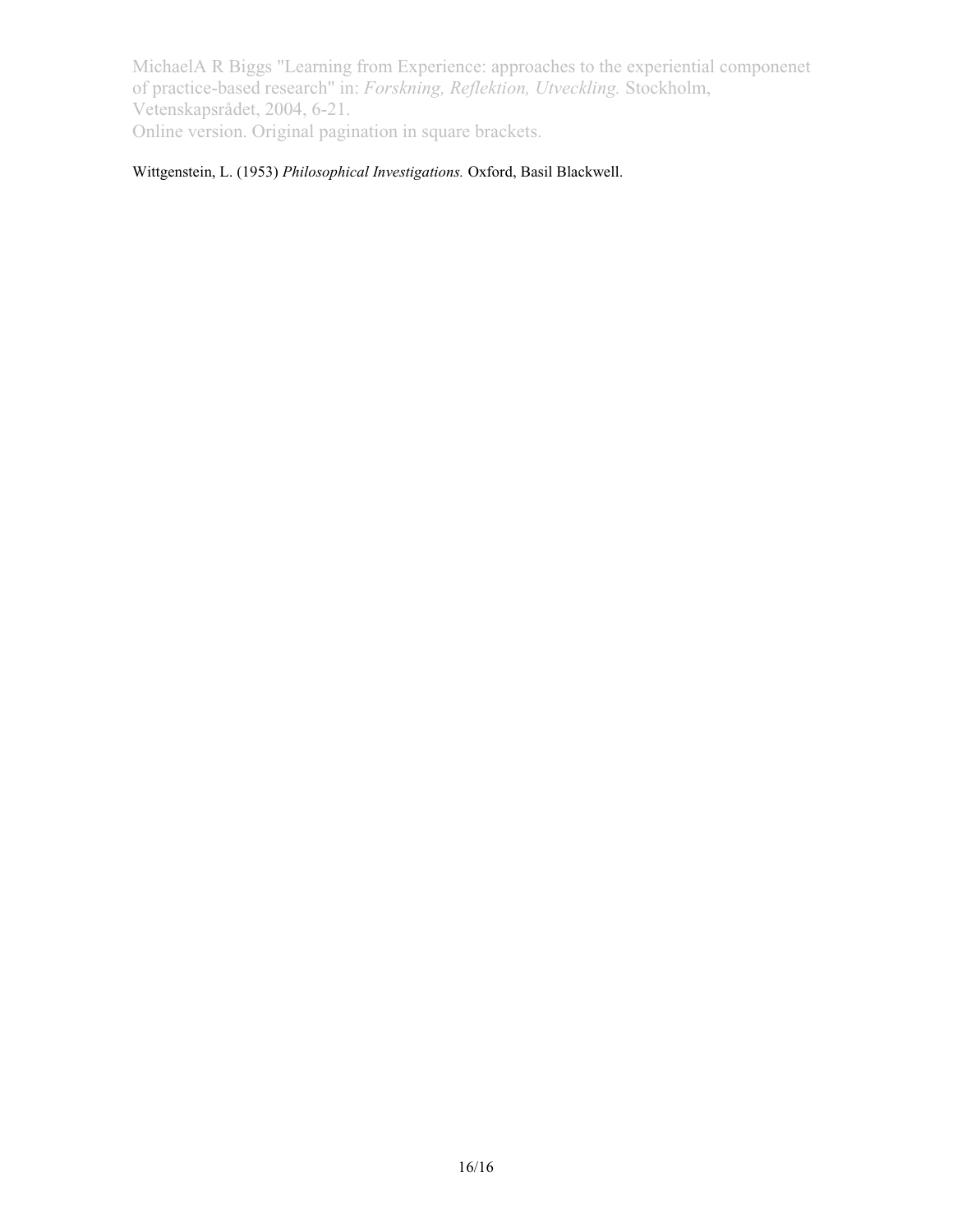Wittgenstein, L. (1953) *Philosophical Investigations.* Oxford, Basil Blackwell.